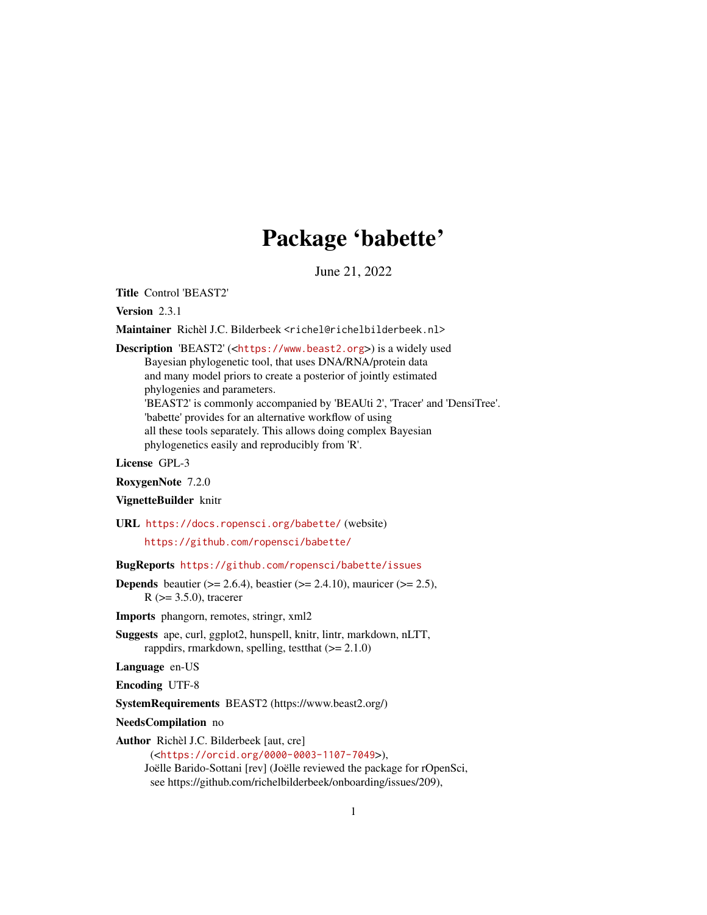# Package 'babette'

June 21, 2022

**Title** Control 'BEAST2'

**Version** 2.3.1

**Maintainer** Richèl J.C. Bilderbeek <richel@richelbilderbeek.nl>

**Description** 'BEAST2' (<https://www.beast2.org>) is a widely used Bayesian phylogenetic tool, that uses DNA/RNA/protein data and many model priors to create a posterior of jointly estimated phylogenies and parameters.
'BEAST2' is commonly accompanied by 'BEAUti 2', 'Tracer' and 'DensiTree'.
'babette' provides for an alternative workflow of using all these tools separately. This allows doing complex Bayesian phylogenetics easily and reproducibly from 'R'.

**License** GPL-3

**RoxygenNote** 7.2.0

**VignetteBuilder** knitr

**URL** https://docs.ropensci.org/babette/ (website)
https://github.com/ropensci/babette/

**BugReports** https://github.com/ropensci/babette/issues

**Depends** beautier (>= 2.6.4), beastier (>= 2.4.10), mauricer (>= 2.5), R (>= 3.5.0), tracerer

**Imports** phangorn, remotes, stringr, xml2

**Suggests** ape, curl, ggplot2, hunspell, knitr, lintr, markdown, nLTT, rappdirs, rmarkdown, spelling, testthat (>= 2.1.0)

**Language** en-US

**Encoding** UTF-8

**SystemRequirements** BEAST2 (https://www.beast2.org/)

**NeedsCompilation** no

**Author** Richèl J.C. Bilderbeek [aut, cre] (<https://orcid.org/0000-0003-1107-7049>),
Joëlle Barido-Sottani [rev] (Joëlle reviewed the package for rOpenSci, see https://github.com/richelbilderbeek/onboarding/issues/209),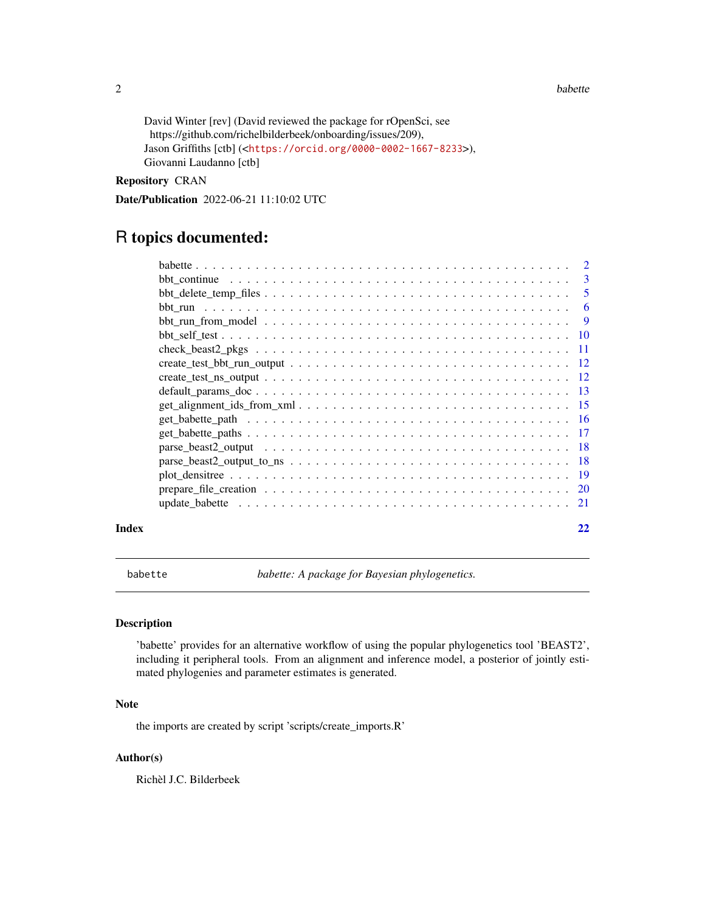David Winter [rev] (David reviewed the package for rOpenSci, see https://github.com/richelbilderbeek/onboarding/issues/209),
Jason Griffiths [ctb] (<https://orcid.org/0000-0002-1667-8233>),
Giovanni Laudanno [ctb]

**Repository** CRAN

**Date/Publication** 2022-06-21 11:10:02 UTC

# R topics documented:

| | |
|---|---|
| babette | 2 |
| bbt_continue | 3 |
| bbt_delete_temp_files | 5 |
| bbt_run | 6 |
| bbt_run_from_model | 9 |
| bbt_self_test | 10 |
| check_beast2_pkgs | 11 |
| create_test_bbt_run_output | 12 |
| create_test_ns_output | 12 |
| default_params_doc | 13 |
| get_alignment_ids_from_xml | 15 |
| get_babette_path | 16 |
| get_babette_paths | 17 |
| parse_beast2_output | 18 |
| parse_beast2_output_to_ns | 18 |
| plot_densitree | 19 |
| prepare_file_creation | 20 |
| update_babette | 21 |

**Index** **22**

---

`babette` *babette: A package for Bayesian phylogenetics.*

---

### Description

'babette' provides for an alternative workflow of using the popular phylogenetics tool 'BEAST2', including it peripheral tools. From an alignment and inference model, a posterior of jointly estimated phylogenies and parameter estimates is generated.

### Note

the imports are created by script 'scripts/create_imports.R'

### Author(s)

Richèl J.C. Bilderbeek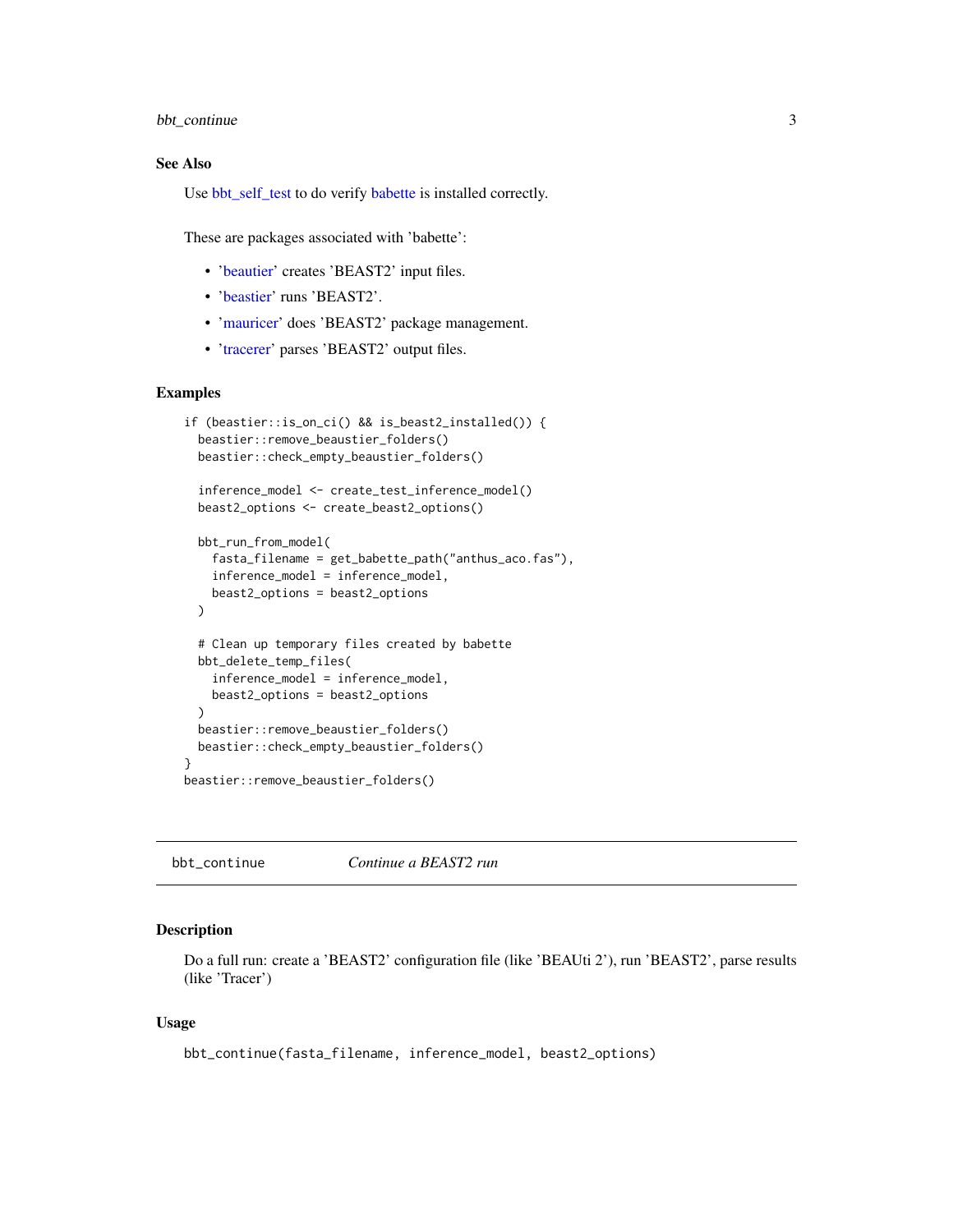### See Also

Use bbt_self_test to do verify babette is installed correctly.

These are packages associated with 'babette':

- 'beautier' creates 'BEAST2' input files.
- 'beastier' runs 'BEAST2'.
- 'mauricer' does 'BEAST2' package management.
- 'tracerer' parses 'BEAST2' output files.

### Examples

```
if (beastier::is_on_ci() && is_beast2_installed()) {
  beastier::remove_beaustier_folders()
  beastier::check_empty_beaustier_folders()

  inference_model <- create_test_inference_model()
  beast2_options <- create_beast2_options()

  bbt_run_from_model(
    fasta_filename = get_babette_path("anthus_aco.fas"),
    inference_model = inference_model,
    beast2_options = beast2_options
  )

  # Clean up temporary files created by babette
  bbt_delete_temp_files(
    inference_model = inference_model,
    beast2_options = beast2_options
  )
  beastier::remove_beaustier_folders()
  beastier::check_empty_beaustier_folders()
}
beastier::remove_beaustier_folders()
```

---

## bbt_continue *Continue a BEAST2 run*

---

### Description

Do a full run: create a 'BEAST2' configuration file (like 'BEAUti 2'), run 'BEAST2', parse results (like 'Tracer')

### Usage

```
bbt_continue(fasta_filename, inference_model, beast2_options)
```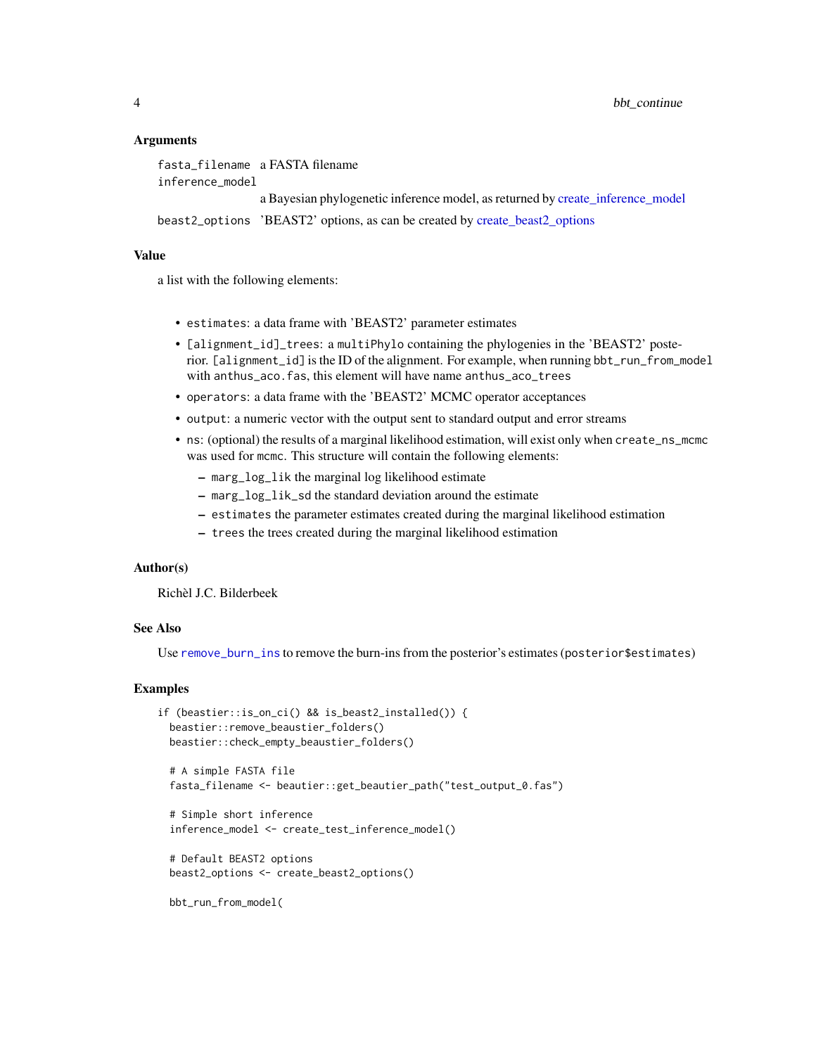### Arguments

| | |
|---|---|
| `fasta_filename` | a FASTA filename |
| `inference_model` | a Bayesian phylogenetic inference model, as returned by create_inference_model |
| `beast2_options` | 'BEAST2' options, as can be created by create_beast2_options |

### Value

a list with the following elements:

- `estimates`: a data frame with 'BEAST2' parameter estimates
- `[alignment_id]_trees`: a `multiPhylo` containing the phylogenies in the 'BEAST2' posterior. `[alignment_id]` is the ID of the alignment. For example, when running `bbt_run_from_model` with `anthus_aco.fas`, this element will have name `anthus_aco_trees`
- `operators`: a data frame with the 'BEAST2' MCMC operator acceptances
- `output`: a numeric vector with the output sent to standard output and error streams
- `ns`: (optional) the results of a marginal likelihood estimation, will exist only when `create_ns_mcmc` was used for `mcmc`. This structure will contain the following elements:
  - `marg_log_lik` the marginal log likelihood estimate
  - `marg_log_lik_sd` the standard deviation around the estimate
  - `estimates` the parameter estimates created during the marginal likelihood estimation
  - `trees` the trees created during the marginal likelihood estimation

### Author(s)

Richèl J.C. Bilderbeek

### See Also

Use `remove_burn_ins` to remove the burn-ins from the posterior's estimates (`posterior$estimates`)

### Examples

```
if (beastier::is_on_ci() && is_beast2_installed()) {
  beastier::remove_beaustier_folders()
  beastier::check_empty_beaustier_folders()

  # A simple FASTA file
  fasta_filename <- beautier::get_beautier_path("test_output_0.fas")

  # Simple short inference
  inference_model <- create_test_inference_model()

  # Default BEAST2 options
  beast2_options <- create_beast2_options()

  bbt_run_from_model(
```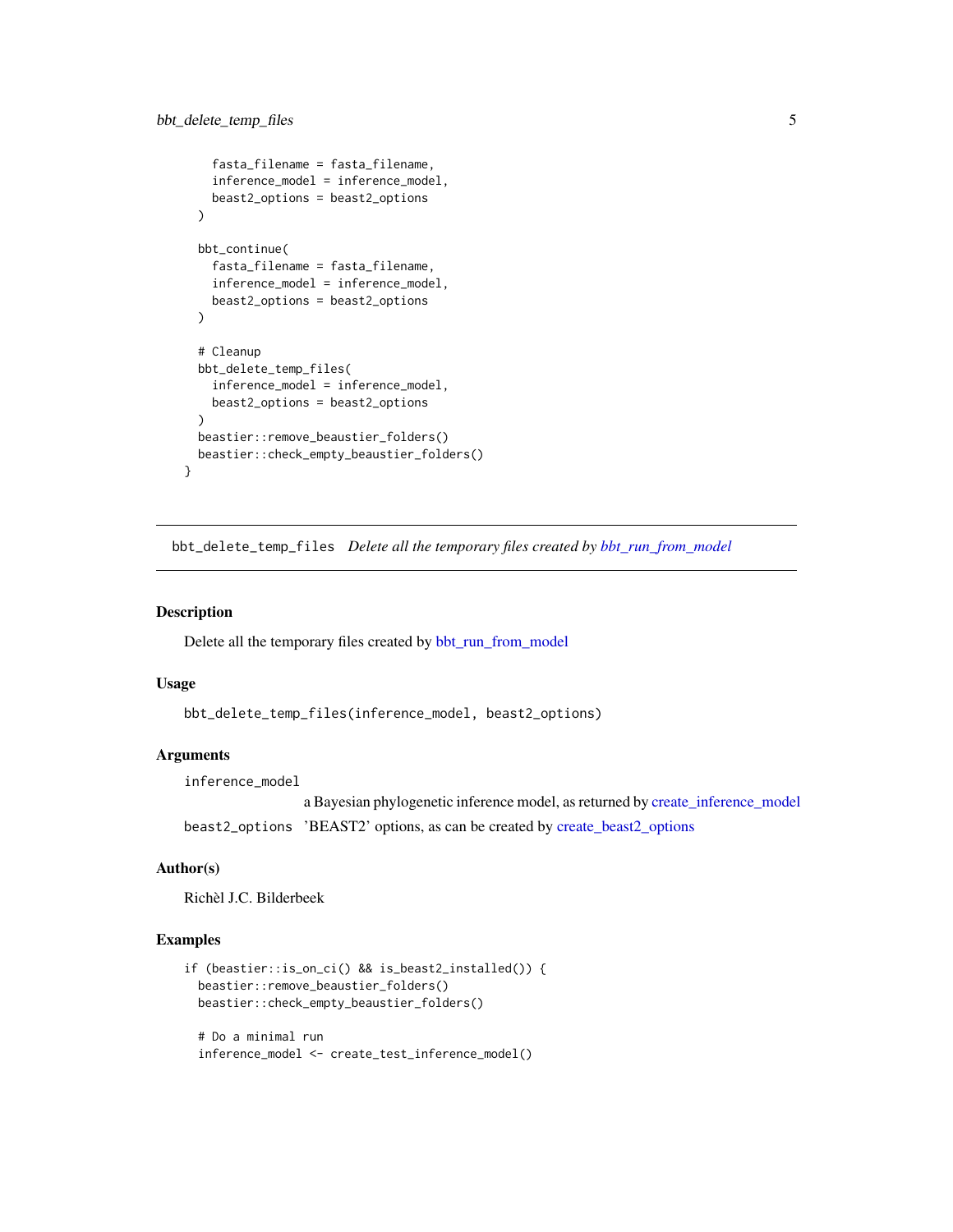```
    fasta_filename = fasta_filename,
    inference_model = inference_model,
    beast2_options = beast2_options
  )

  bbt_continue(
    fasta_filename = fasta_filename,
    inference_model = inference_model,
    beast2_options = beast2_options
  )

  # Cleanup
  bbt_delete_temp_files(
    inference_model = inference_model,
    beast2_options = beast2_options
  )
  beastier::remove_beaustier_folders()
  beastier::check_empty_beaustier_folders()
}
```

---

## bbt_delete_temp_files *Delete all the temporary files created by bbt_run_from_model*

---

### Description

Delete all the temporary files created by bbt_run_from_model

### Usage

```
bbt_delete_temp_files(inference_model, beast2_options)
```

### Arguments

| | |
|---|---|
| `inference_model` | a Bayesian phylogenetic inference model, as returned by create_inference_model |
| `beast2_options` | 'BEAST2' options, as can be created by create_beast2_options |

### Author(s)

Richèl J.C. Bilderbeek

### Examples

```
if (beastier::is_on_ci() && is_beast2_installed()) {
  beastier::remove_beaustier_folders()
  beastier::check_empty_beaustier_folders()

  # Do a minimal run
  inference_model <- create_test_inference_model()
```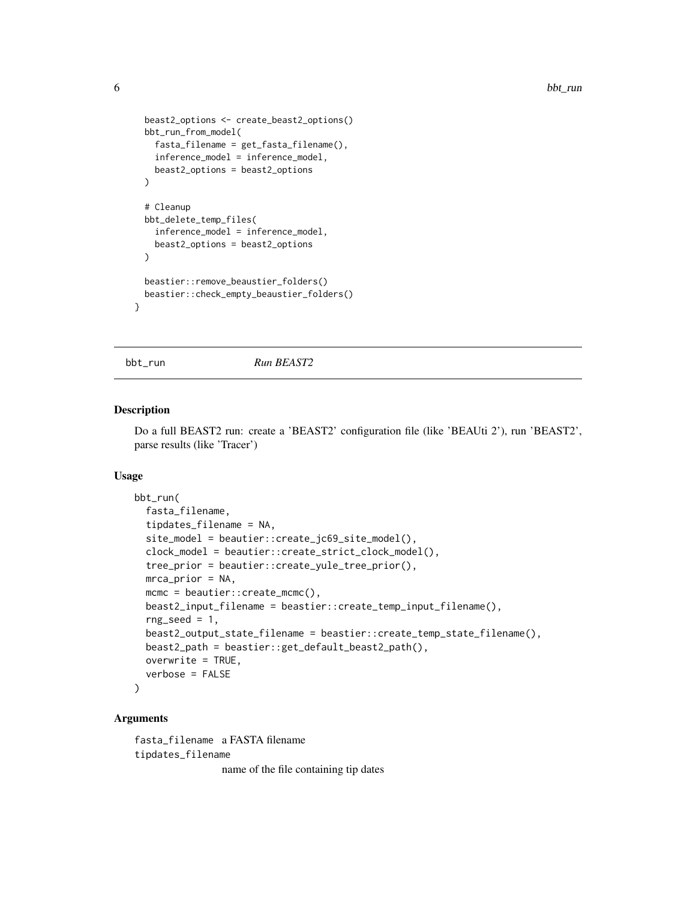```
  beast2_options <- create_beast2_options()
  bbt_run_from_model(
    fasta_filename = get_fasta_filename(),
    inference_model = inference_model,
    beast2_options = beast2_options
  )

  # Cleanup
  bbt_delete_temp_files(
    inference_model = inference_model,
    beast2_options = beast2_options
  )

  beastier::remove_beaustier_folders()
  beastier::check_empty_beaustier_folders()
}
```

---

## bbt_run *Run BEAST2*

### Description

Do a full BEAST2 run: create a 'BEAST2' configuration file (like 'BEAUti 2'), run 'BEAST2', parse results (like 'Tracer')

### Usage

```
bbt_run(
  fasta_filename,
  tipdates_filename = NA,
  site_model = beautier::create_jc69_site_model(),
  clock_model = beautier::create_strict_clock_model(),
  tree_prior = beautier::create_yule_tree_prior(),
  mrca_prior = NA,
  mcmc = beautier::create_mcmc(),
  beast2_input_filename = beastier::create_temp_input_filename(),
  rng_seed = 1,
  beast2_output_state_filename = beastier::create_temp_state_filename(),
  beast2_path = beastier::get_default_beast2_path(),
  overwrite = TRUE,
  verbose = FALSE
)
```

### Arguments

`fasta_filename` a FASTA filename

`tipdates_filename`
name of the file containing tip dates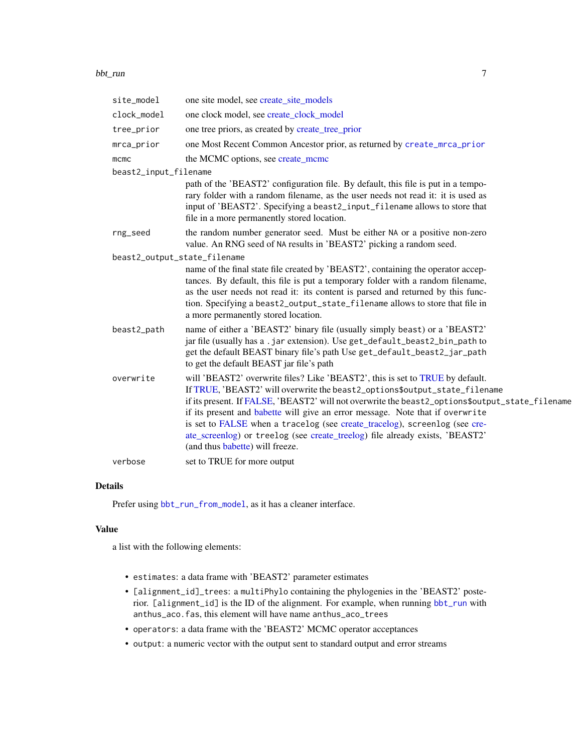| | |
|---|---|
| `site_model` | one site model, see create_site_models |
| `clock_model` | one clock model, see create_clock_model |
| `tree_prior` | one tree priors, as created by create_tree_prior |
| `mrca_prior` | one Most Recent Common Ancestor prior, as returned by `create_mrca_prior` |
| `mcmc` | the MCMC options, see create_mcmc |
| `beast2_input_filename` | path of the 'BEAST2' configuration file. By default, this file is put in a temporary folder with a random filename, as the user needs not read it: it is used as input of 'BEAST2'. Specifying a `beast2_input_filename` allows to store that file in a more permanently stored location. |
| `rng_seed` | the random number generator seed. Must be either `NA` or a positive non-zero value. An RNG seed of `NA` results in 'BEAST2' picking a random seed. |
| `beast2_output_state_filename` | name of the final state file created by 'BEAST2', containing the operator acceptances. By default, this file is put a temporary folder with a random filename, as the user needs not read it: its content is parsed and returned by this function. Specifying a `beast2_output_state_filename` allows to store that file in a more permanently stored location. |
| `beast2_path` | name of either a 'BEAST2' binary file (usually simply `beast`) or a 'BEAST2' jar file (usually has a `.jar` extension). Use `get_default_beast2_bin_path` to get the default BEAST binary file's path Use `get_default_beast2_jar_path` to get the default BEAST jar file's path |
| `overwrite` | will 'BEAST2' overwrite files? Like 'BEAST2', this is set to TRUE by default. If TRUE, 'BEAST2' will overwrite the `beast2_options$output_state_filename` if its present. If FALSE, 'BEAST2' will not overwrite the `beast2_options$output_state_filename` if its present and babette will give an error message. Note that if `overwrite` is set to FALSE when a `tracelog` (see create_tracelog), `screenlog` (see create_screenlog) or `treelog` (see create_treelog) file already exists, 'BEAST2' (and thus babette) will freeze. |
| `verbose` | set to TRUE for more output |

## Details

Prefer using `bbt_run_from_model`, as it has a cleaner interface.

## Value

a list with the following elements:

- `estimates`: a data frame with 'BEAST2' parameter estimates
- `[alignment_id]_trees`: a `multiPhylo` containing the phylogenies in the 'BEAST2' posterior. `[alignment_id]` is the ID of the alignment. For example, when running `bbt_run` with `anthus_aco.fas`, this element will have name `anthus_aco_trees`
- `operators`: a data frame with the 'BEAST2' MCMC operator acceptances
- `output`: a numeric vector with the output sent to standard output and error streams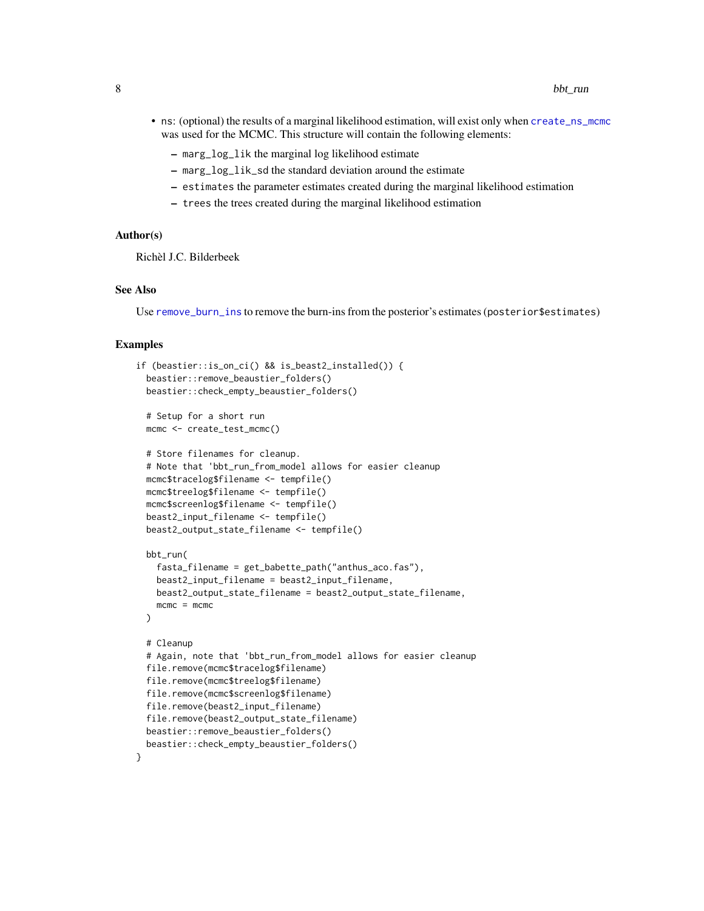- `ns`: (optional) the results of a marginal likelihood estimation, will exist only when `create_ns_mcmc` was used for the MCMC. This structure will contain the following elements:
  - `marg_log_lik` the marginal log likelihood estimate
  - `marg_log_lik_sd` the standard deviation around the estimate
  - `estimates` the parameter estimates created during the marginal likelihood estimation
  - `trees` the trees created during the marginal likelihood estimation

### Author(s)

Richèl J.C. Bilderbeek

### See Also

Use `remove_burn_ins` to remove the burn-ins from the posterior's estimates (`posterior$estimates`)

### Examples

```
if (beastier::is_on_ci() && is_beast2_installed()) {
  beastier::remove_beaustier_folders()
  beastier::check_empty_beaustier_folders()

  # Setup for a short run
  mcmc <- create_test_mcmc()

  # Store filenames for cleanup.
  # Note that 'bbt_run_from_model allows for easier cleanup
  mcmc$tracelog$filename <- tempfile()
  mcmc$treelog$filename <- tempfile()
  mcmc$screenlog$filename <- tempfile()
  beast2_input_filename <- tempfile()
  beast2_output_state_filename <- tempfile()

  bbt_run(
    fasta_filename = get_babette_path("anthus_aco.fas"),
    beast2_input_filename = beast2_input_filename,
    beast2_output_state_filename = beast2_output_state_filename,
    mcmc = mcmc
  )

  # Cleanup
  # Again, note that 'bbt_run_from_model allows for easier cleanup
  file.remove(mcmc$tracelog$filename)
  file.remove(mcmc$treelog$filename)
  file.remove(mcmc$screenlog$filename)
  file.remove(beast2_input_filename)
  file.remove(beast2_output_state_filename)
  beastier::remove_beaustier_folders()
  beastier::check_empty_beaustier_folders()
}
```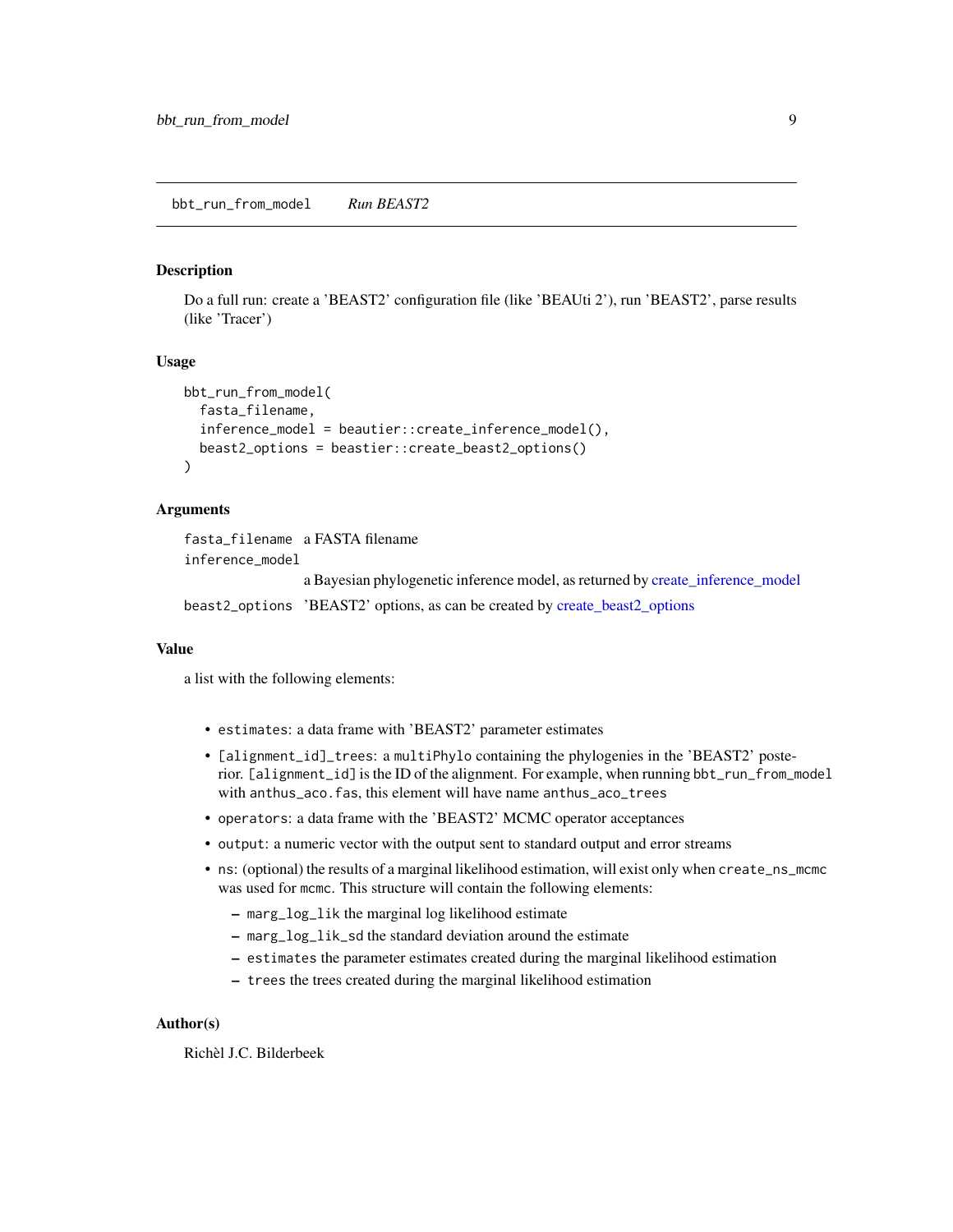## bbt_run_from_model — *Run BEAST2*

### Description

Do a full run: create a 'BEAST2' configuration file (like 'BEAUti 2'), run 'BEAST2', parse results (like 'Tracer')

### Usage

```
bbt_run_from_model(
  fasta_filename,
  inference_model = beautier::create_inference_model(),
  beast2_options = beastier::create_beast2_options()
)
```

### Arguments

| | |
|---|---|
| `fasta_filename` | a FASTA filename |
| `inference_model` | a Bayesian phylogenetic inference model, as returned by create_inference_model |
| `beast2_options` | 'BEAST2' options, as can be created by create_beast2_options |

### Value

a list with the following elements:

- `estimates`: a data frame with 'BEAST2' parameter estimates
- `[alignment_id]_trees`: a `multiPhylo` containing the phylogenies in the 'BEAST2' posterior. `[alignment_id]` is the ID of the alignment. For example, when running `bbt_run_from_model` with `anthus_aco.fas`, this element will have name `anthus_aco_trees`
- `operators`: a data frame with the 'BEAST2' MCMC operator acceptances
- `output`: a numeric vector with the output sent to standard output and error streams
- `ns`: (optional) the results of a marginal likelihood estimation, will exist only when `create_ns_mcmc` was used for `mcmc`. This structure will contain the following elements:
  - `marg_log_lik` the marginal log likelihood estimate
  - `marg_log_lik_sd` the standard deviation around the estimate
  - `estimates` the parameter estimates created during the marginal likelihood estimation
  - `trees` the trees created during the marginal likelihood estimation

### Author(s)

Richèl J.C. Bilderbeek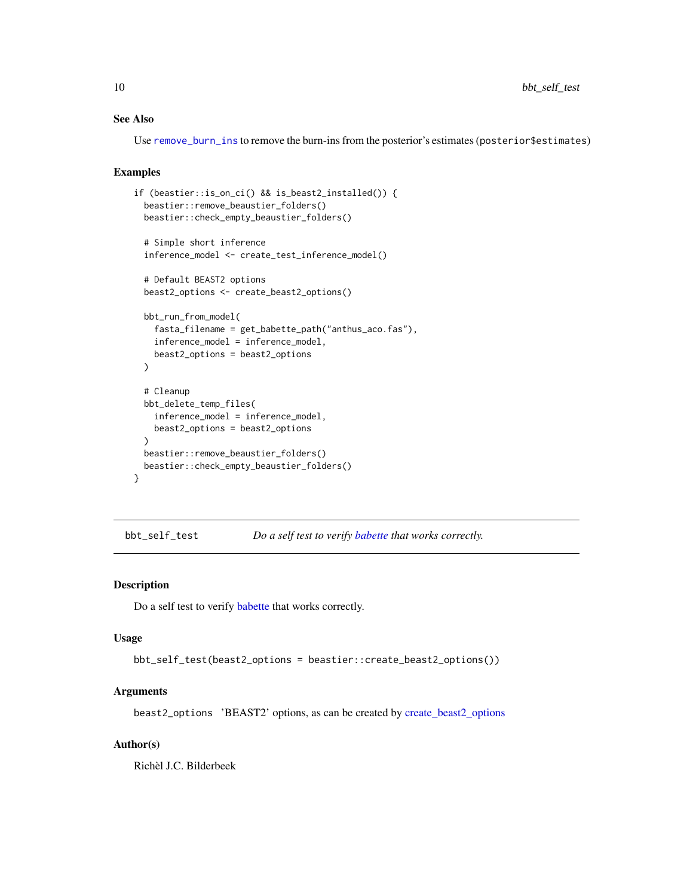### See Also

Use remove_burn_ins to remove the burn-ins from the posterior's estimates (posterior$estimates)

### Examples

```
if (beastier::is_on_ci() && is_beast2_installed()) {
  beastier::remove_beaustier_folders()
  beastier::check_empty_beaustier_folders()

  # Simple short inference
  inference_model <- create_test_inference_model()

  # Default BEAST2 options
  beast2_options <- create_beast2_options()

  bbt_run_from_model(
    fasta_filename = get_babette_path("anthus_aco.fas"),
    inference_model = inference_model,
    beast2_options = beast2_options
  )

  # Cleanup
  bbt_delete_temp_files(
    inference_model = inference_model,
    beast2_options = beast2_options
  )
  beastier::remove_beaustier_folders()
  beastier::check_empty_beaustier_folders()
}
```

---

## bbt_self_test — *Do a self test to verify babette that works correctly.*

---

### Description

Do a self test to verify babette that works correctly.

### Usage

```
bbt_self_test(beast2_options = beastier::create_beast2_options())
```

### Arguments

beast2_options 'BEAST2' options, as can be created by create_beast2_options

### Author(s)

Richèl J.C. Bilderbeek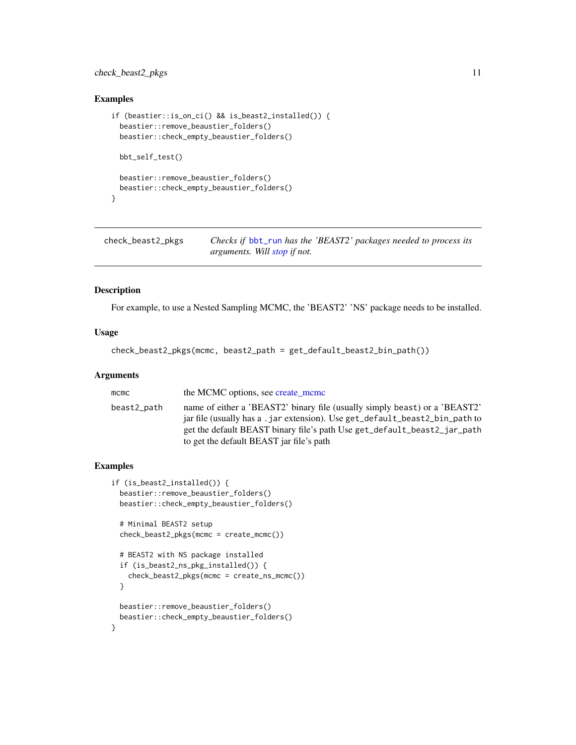## Examples

```
if (beastier::is_on_ci() && is_beast2_installed()) {
  beastier::remove_beaustier_folders()
  beastier::check_empty_beaustier_folders()

  bbt_self_test()

  beastier::remove_beaustier_folders()
  beastier::check_empty_beaustier_folders()
}
```

---

## check_beast2_pkgs

*Checks if `bbt_run` has the 'BEAST2' packages needed to process its arguments. Will stop if not.*

---

### Description

For example, to use a Nested Sampling MCMC, the 'BEAST2' 'NS' package needs to be installed.

### Usage

```
check_beast2_pkgs(mcmc, beast2_path = get_default_beast2_bin_path())
```

### Arguments

| | |
|---|---|
| mcmc | the MCMC options, see create_mcmc |
| beast2_path | name of either a 'BEAST2' binary file (usually simply `beast`) or a 'BEAST2' jar file (usually has a `.jar` extension). Use `get_default_beast2_bin_path` to get the default BEAST binary file's path Use `get_default_beast2_jar_path` to get the default BEAST jar file's path |

### Examples

```
if (is_beast2_installed()) {
  beastier::remove_beaustier_folders()
  beastier::check_empty_beaustier_folders()

  # Minimal BEAST2 setup
  check_beast2_pkgs(mcmc = create_mcmc())

  # BEAST2 with NS package installed
  if (is_beast2_ns_pkg_installed()) {
    check_beast2_pkgs(mcmc = create_ns_mcmc())
  }

  beastier::remove_beaustier_folders()
  beastier::check_empty_beaustier_folders()
}
```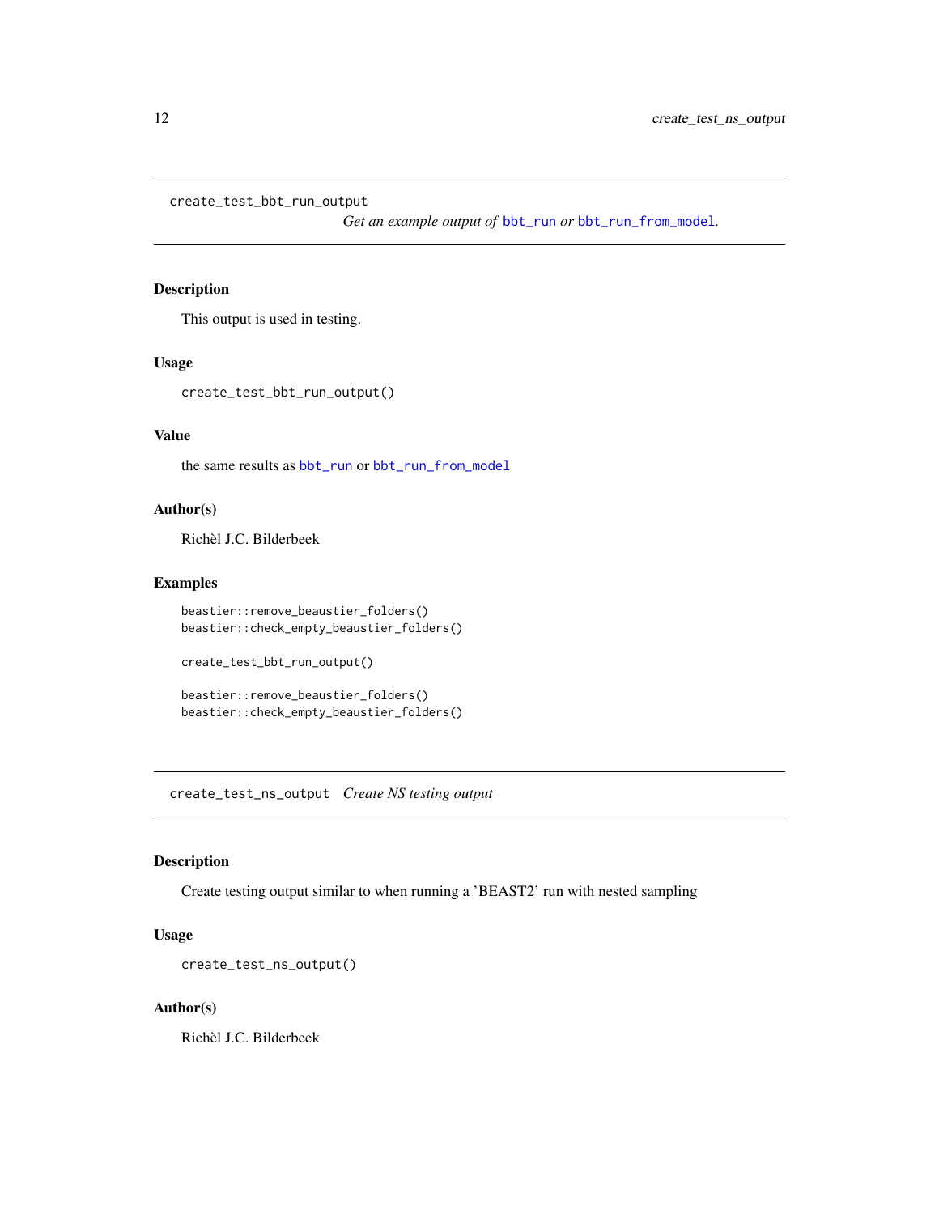## create_test_bbt_run_output

*Get an example output of* bbt_run *or* bbt_run_from_model*.*

### Description

This output is used in testing.

### Usage

```
create_test_bbt_run_output()
```

### Value

the same results as bbt_run or bbt_run_from_model

### Author(s)

Richèl J.C. Bilderbeek

### Examples

```
beastier::remove_beaustier_folders()
beastier::check_empty_beaustier_folders()

create_test_bbt_run_output()

beastier::remove_beaustier_folders()
beastier::check_empty_beaustier_folders()
```

## create_test_ns_output

*Create NS testing output*

### Description

Create testing output similar to when running a 'BEAST2' run with nested sampling

### Usage

```
create_test_ns_output()
```

### Author(s)

Richèl J.C. Bilderbeek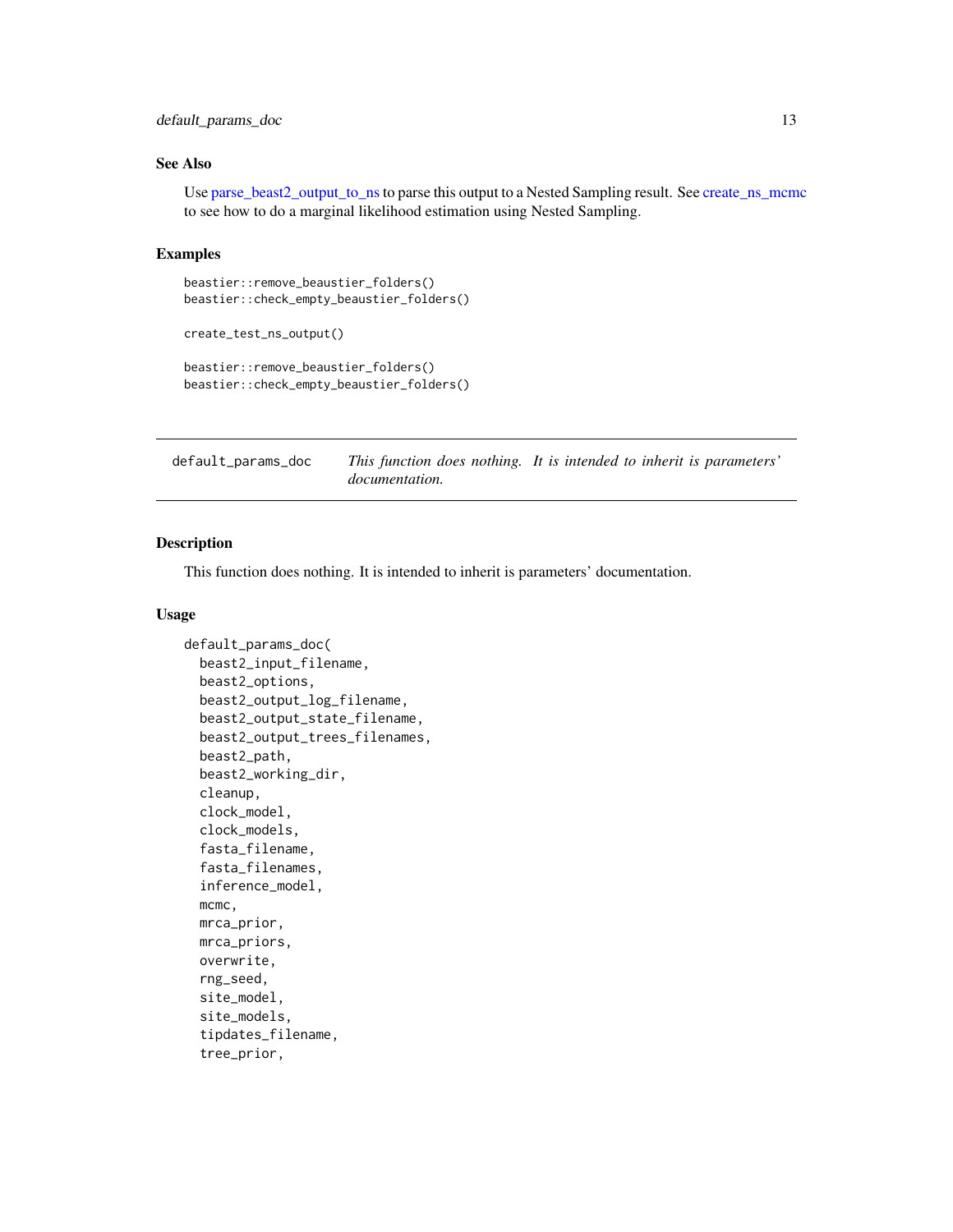### See Also

Use parse_beast2_output_to_ns to parse this output to a Nested Sampling result. See create_ns_mcmc to see how to do a marginal likelihood estimation using Nested Sampling.

### Examples

```
beastier::remove_beaustier_folders()
beastier::check_empty_beaustier_folders()

create_test_ns_output()

beastier::remove_beaustier_folders()
beastier::check_empty_beaustier_folders()
```

---

## default_params_doc

*This function does nothing. It is intended to inherit is parameters' documentation.*

---

### Description

This function does nothing. It is intended to inherit is parameters' documentation.

### Usage

```
default_params_doc(
  beast2_input_filename,
  beast2_options,
  beast2_output_log_filename,
  beast2_output_state_filename,
  beast2_output_trees_filenames,
  beast2_path,
  beast2_working_dir,
  cleanup,
  clock_model,
  clock_models,
  fasta_filename,
  fasta_filenames,
  inference_model,
  mcmc,
  mrca_prior,
  mrca_priors,
  overwrite,
  rng_seed,
  site_model,
  site_models,
  tipdates_filename,
  tree_prior,
```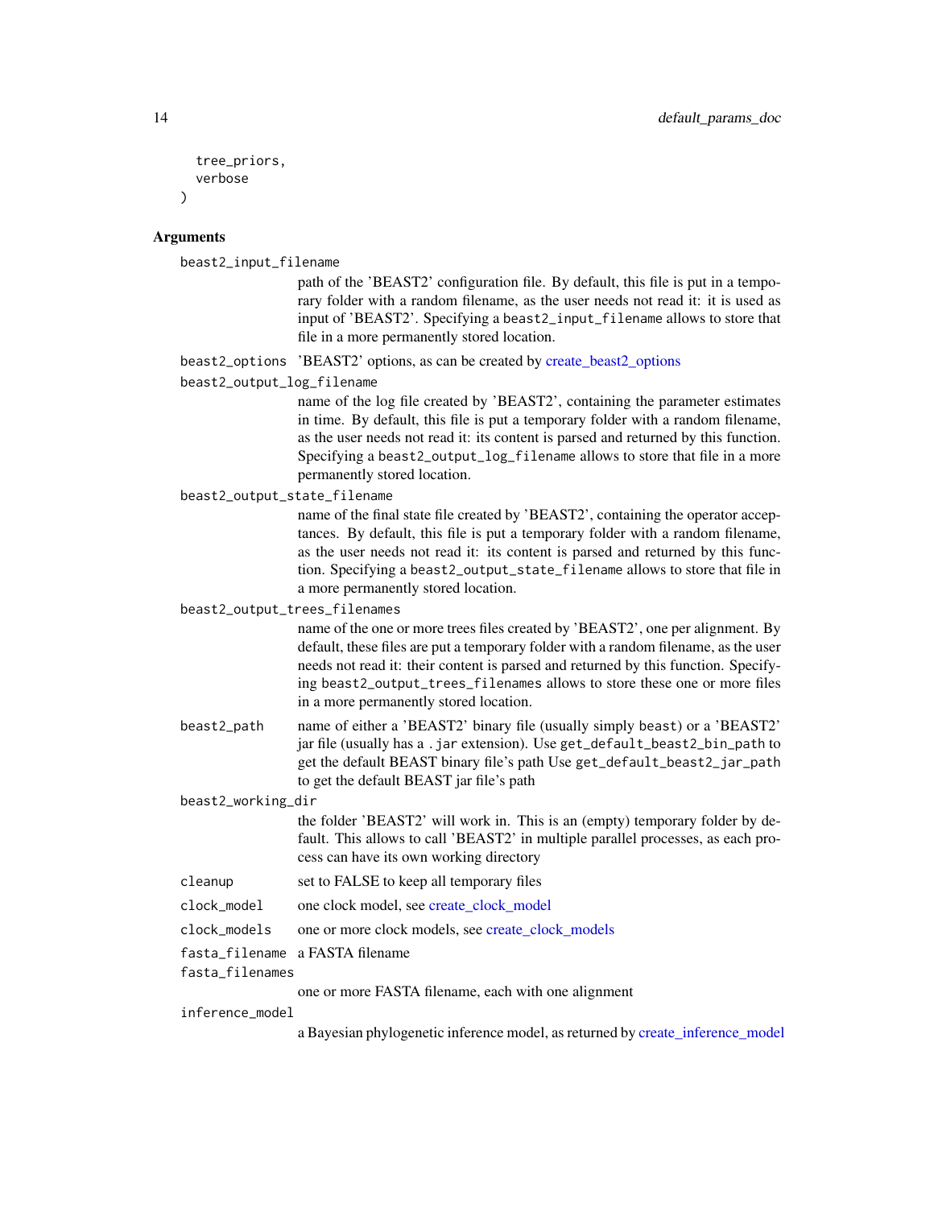```
  tree_priors,
  verbose
)
```

## Arguments

**beast2_input_filename**
path of the 'BEAST2' configuration file. By default, this file is put in a temporary folder with a random filename, as the user needs not read it: it is used as input of 'BEAST2'. Specifying a `beast2_input_filename` allows to store that file in a more permanently stored location.

**beast2_options**
'BEAST2' options, as can be created by create_beast2_options

**beast2_output_log_filename**
name of the log file created by 'BEAST2', containing the parameter estimates in time. By default, this file is put a temporary folder with a random filename, as the user needs not read it: its content is parsed and returned by this function. Specifying a `beast2_output_log_filename` allows to store that file in a more permanently stored location.

**beast2_output_state_filename**
name of the final state file created by 'BEAST2', containing the operator acceptances. By default, this file is put a temporary folder with a random filename, as the user needs not read it: its content is parsed and returned by this function. Specifying a `beast2_output_state_filename` allows to store that file in a more permanently stored location.

**beast2_output_trees_filenames**
name of the one or more trees files created by 'BEAST2', one per alignment. By default, these files are put a temporary folder with a random filename, as the user needs not read it: their content is parsed and returned by this function. Specifying `beast2_output_trees_filenames` allows to store these one or more files in a more permanently stored location.

**beast2_path**
name of either a 'BEAST2' binary file (usually simply `beast`) or a 'BEAST2' jar file (usually has a `.jar` extension). Use `get_default_beast2_bin_path` to get the default BEAST binary file's path Use `get_default_beast2_jar_path` to get the default BEAST jar file's path

**beast2_working_dir**
the folder 'BEAST2' will work in. This is an (empty) temporary folder by default. This allows to call 'BEAST2' in multiple parallel processes, as each process can have its own working directory

**cleanup**
set to FALSE to keep all temporary files

**clock_model**
one clock model, see create_clock_model

**clock_models**
one or more clock models, see create_clock_models

**fasta_filename**
a FASTA filename

**fasta_filenames**
one or more FASTA filename, each with one alignment

**inference_model**
a Bayesian phylogenetic inference model, as returned by create_inference_model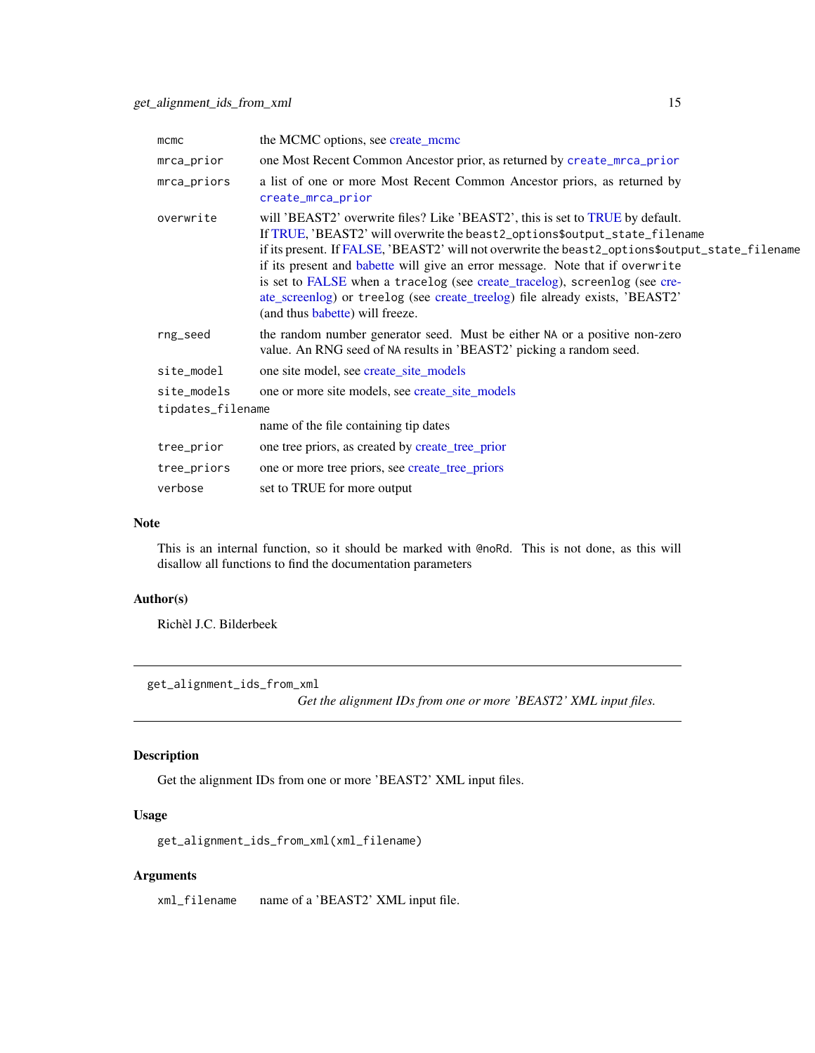| | |
|---|---|
| mcmc | the MCMC options, see create_mcmc |
| mrca_prior | one Most Recent Common Ancestor prior, as returned by `create_mrca_prior` |
| mrca_priors | a list of one or more Most Recent Common Ancestor priors, as returned by `create_mrca_prior` |
| overwrite | will 'BEAST2' overwrite files? Like 'BEAST2', this is set to TRUE by default. If TRUE, 'BEAST2' will overwrite the `beast2_options$output_state_filename` if its present. If FALSE, 'BEAST2' will not overwrite the `beast2_options$output_state_filename` if its present and babette will give an error message. Note that if `overwrite` is set to FALSE when a `tracelog` (see create_tracelog), `screenlog` (see create_screenlog) or `treelog` (see create_treelog) file already exists, 'BEAST2' (and thus babette) will freeze. |
| rng_seed | the random number generator seed. Must be either `NA` or a positive non-zero value. An RNG seed of `NA` results in 'BEAST2' picking a random seed. |
| site_model | one site model, see create_site_models |
| site_models | one or more site models, see create_site_models |
| tipdates_filename | name of the file containing tip dates |
| tree_prior | one tree priors, as created by create_tree_prior |
| tree_priors | one or more tree priors, see create_tree_priors |
| verbose | set to TRUE for more output |

### Note

This is an internal function, so it should be marked with `@noRd`. This is not done, as this will disallow all functions to find the documentation parameters

### Author(s)

Richèl J.C. Bilderbeek

---

## get_alignment_ids_from_xml

*Get the alignment IDs from one or more 'BEAST2' XML input files.*

---

### Description

Get the alignment IDs from one or more 'BEAST2' XML input files.

### Usage

```
get_alignment_ids_from_xml(xml_filename)
```

### Arguments

| | |
|---|---|
| xml_filename | name of a 'BEAST2' XML input file. |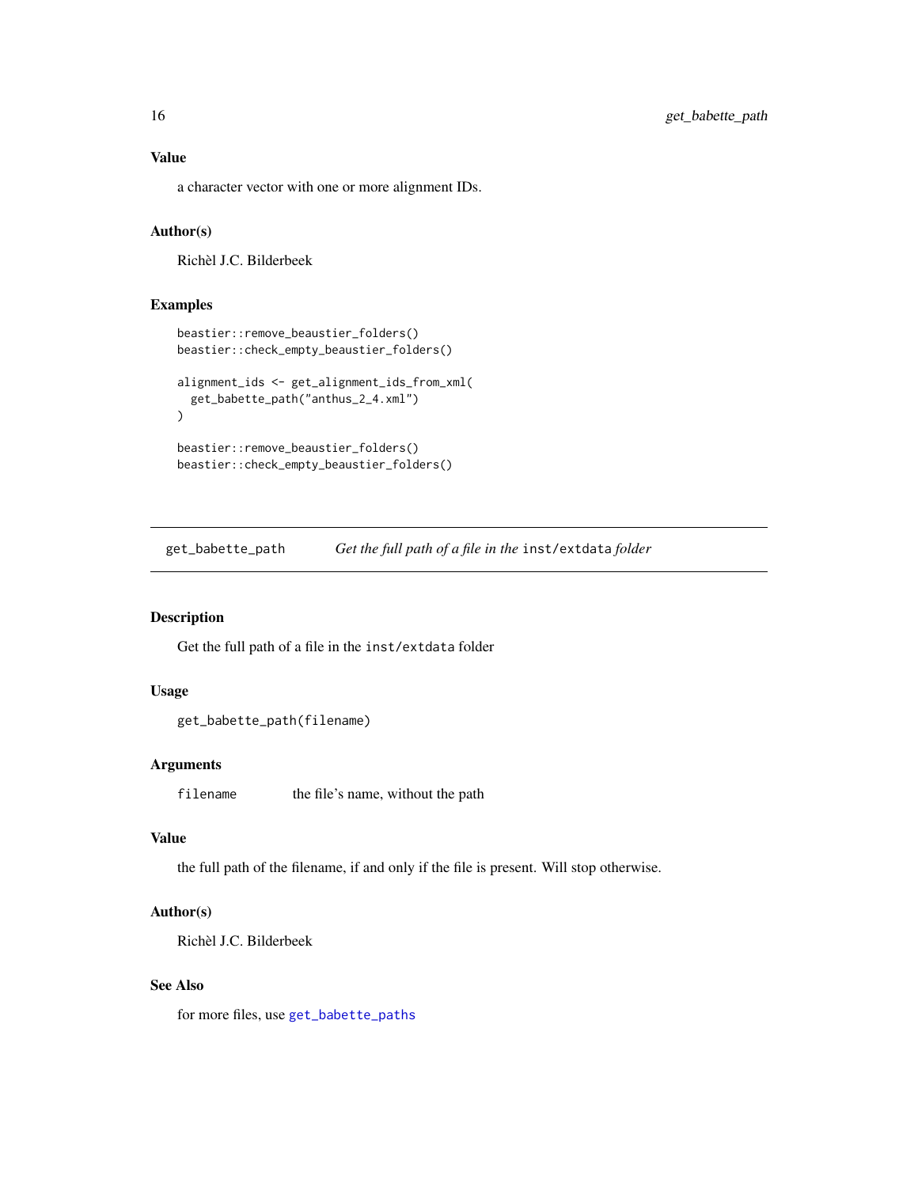### Value

a character vector with one or more alignment IDs.

### Author(s)

Richèl J.C. Bilderbeek

### Examples

```
beastier::remove_beaustier_folders()
beastier::check_empty_beaustier_folders()

alignment_ids <- get_alignment_ids_from_xml(
  get_babette_path("anthus_2_4.xml")
)

beastier::remove_beaustier_folders()
beastier::check_empty_beaustier_folders()
```

---

## get_babette_path — *Get the full path of a file in the* `inst/extdata` *folder*

---

### Description

Get the full path of a file in the `inst/extdata` folder

### Usage

```
get_babette_path(filename)
```

### Arguments

| | |
|---|---|
| `filename` | the file's name, without the path |

### Value

the full path of the filename, if and only if the file is present. Will stop otherwise.

### Author(s)

Richèl J.C. Bilderbeek

### See Also

for more files, use `get_babette_paths`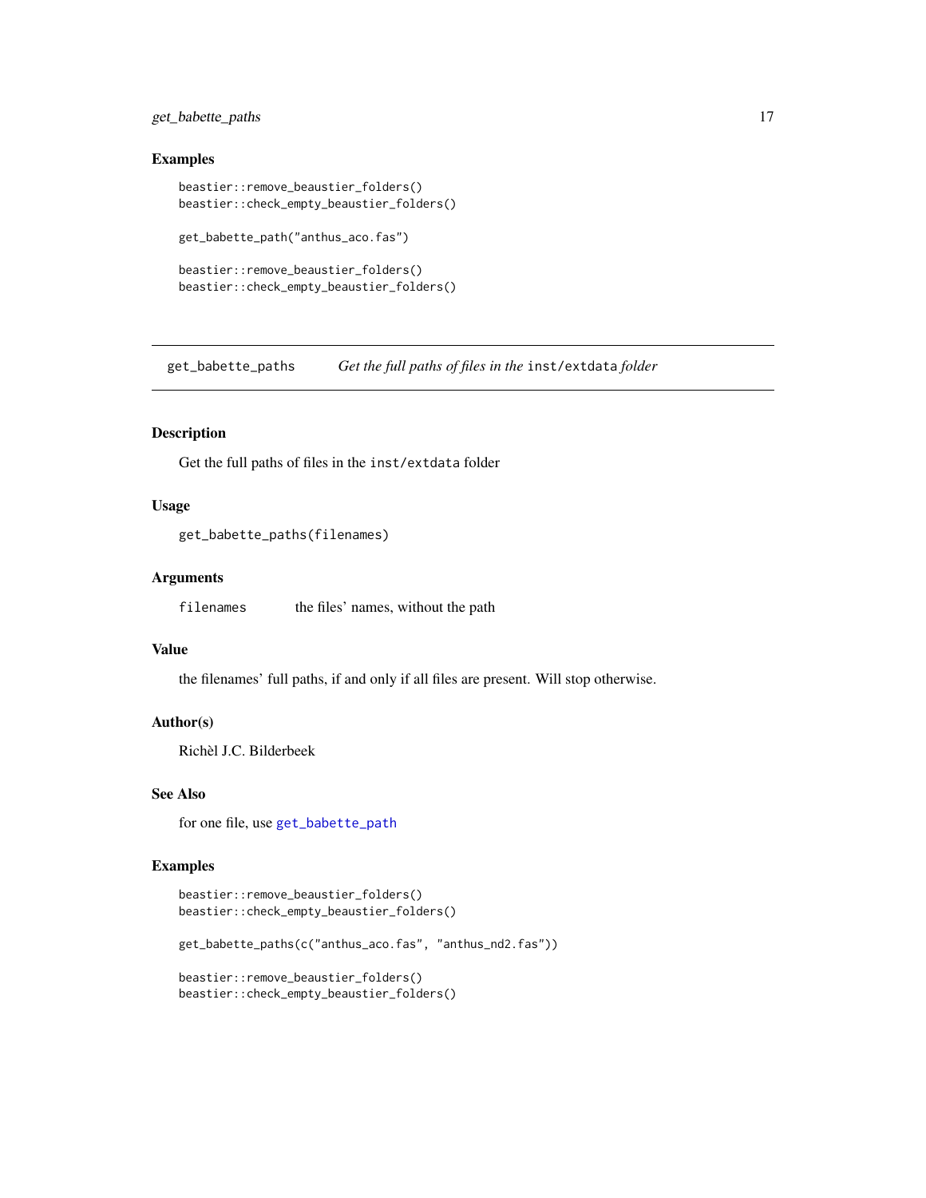### Examples

```
beastier::remove_beaustier_folders()
beastier::check_empty_beaustier_folders()

get_babette_path("anthus_aco.fas")

beastier::remove_beaustier_folders()
beastier::check_empty_beaustier_folders()
```

## get_babette_paths — *Get the full paths of files in the* `inst/extdata` *folder*

### Description

Get the full paths of files in the `inst/extdata` folder

### Usage

```
get_babette_paths(filenames)
```

### Arguments

| | |
|---|---|
| `filenames` | the files' names, without the path |

### Value

the filenames' full paths, if and only if all files are present. Will stop otherwise.

### Author(s)

Richèl J.C. Bilderbeek

### See Also

for one file, use `get_babette_path`

### Examples

```
beastier::remove_beaustier_folders()
beastier::check_empty_beaustier_folders()

get_babette_paths(c("anthus_aco.fas", "anthus_nd2.fas"))

beastier::remove_beaustier_folders()
beastier::check_empty_beaustier_folders()
```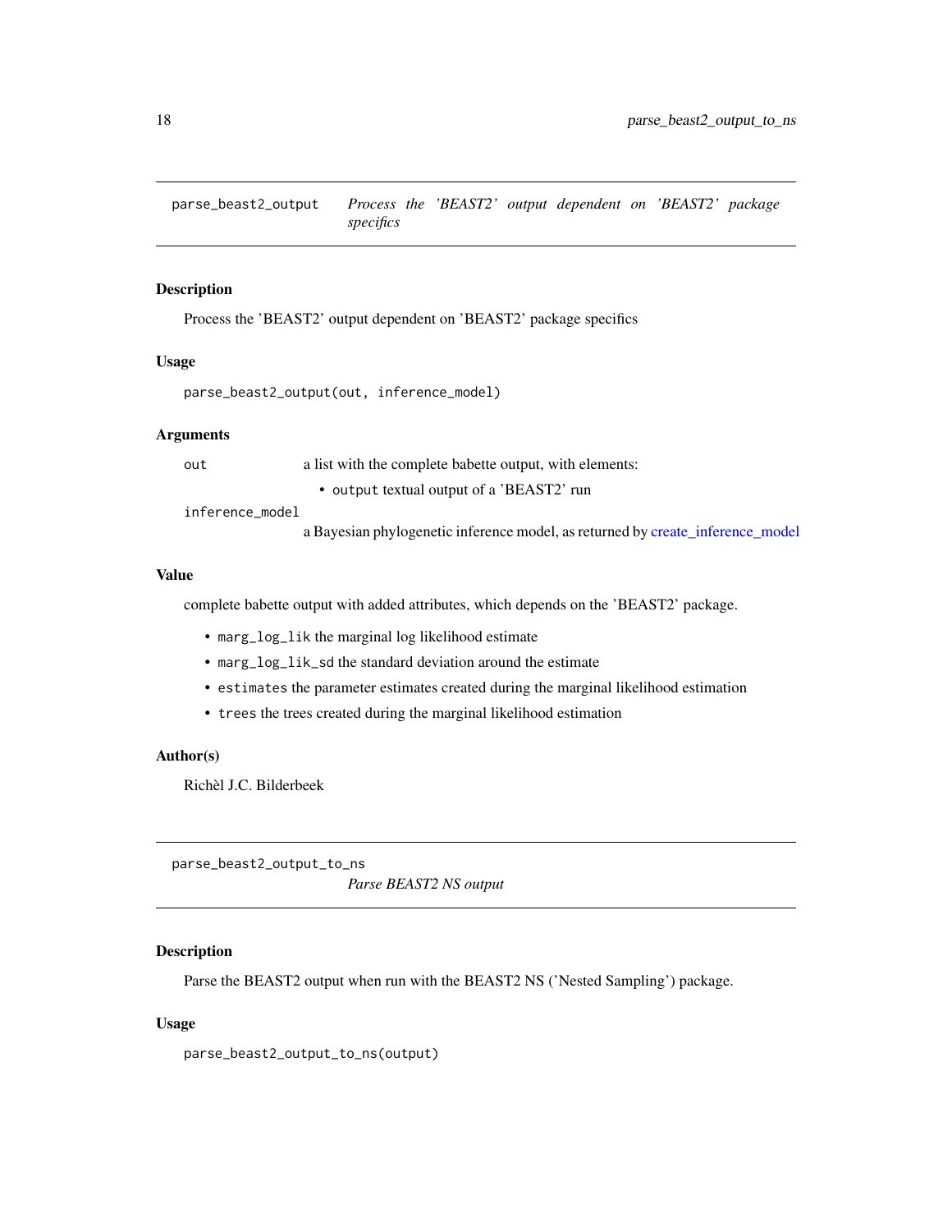## parse_beast2_output — *Process the 'BEAST2' output dependent on 'BEAST2' package specifics*

### Description

Process the 'BEAST2' output dependent on 'BEAST2' package specifics

### Usage

```
parse_beast2_output(out, inference_model)
```

### Arguments

| | |
|---|---|
| `out` | a list with the complete babette output, with elements:<br>• `output` textual output of a 'BEAST2' run |
| `inference_model` | a Bayesian phylogenetic inference model, as returned by create_inference_model |

### Value

complete babette output with added attributes, which depends on the 'BEAST2' package.

- `marg_log_lik` the marginal log likelihood estimate
- `marg_log_lik_sd` the standard deviation around the estimate
- `estimates` the parameter estimates created during the marginal likelihood estimation
- `trees` the trees created during the marginal likelihood estimation

### Author(s)

Richèl J.C. Bilderbeek

## parse_beast2_output_to_ns — *Parse BEAST2 NS output*

### Description

Parse the BEAST2 output when run with the BEAST2 NS ('Nested Sampling') package.

### Usage

```
parse_beast2_output_to_ns(output)
```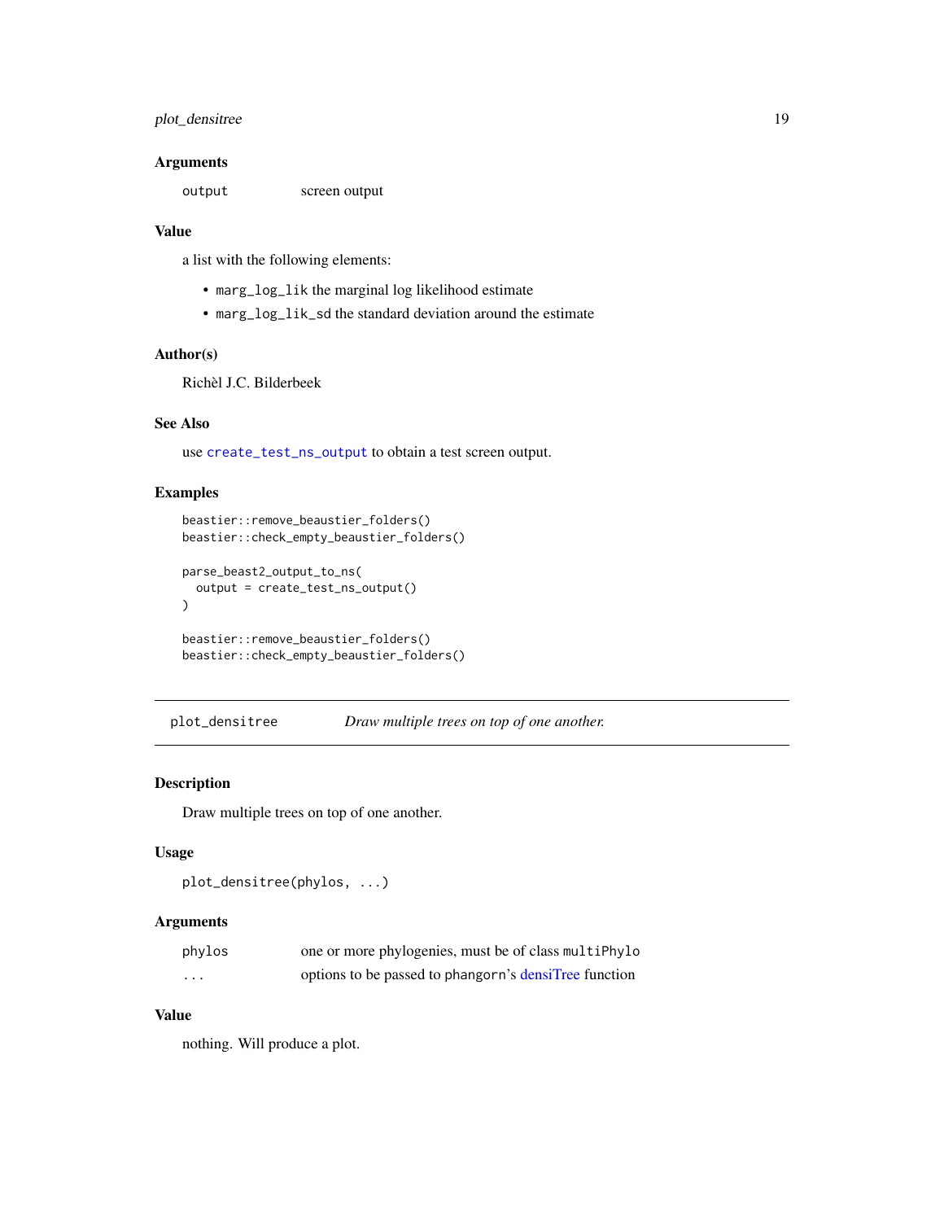### Arguments

| | |
|---|---|
| `output` | screen output |

### Value

a list with the following elements:

- `marg_log_lik` the marginal log likelihood estimate
- `marg_log_lik_sd` the standard deviation around the estimate

### Author(s)

Richèl J.C. Bilderbeek

### See Also

use `create_test_ns_output` to obtain a test screen output.

### Examples

```
beastier::remove_beaustier_folders()
beastier::check_empty_beaustier_folders()

parse_beast2_output_to_ns(
  output = create_test_ns_output()
)

beastier::remove_beaustier_folders()
beastier::check_empty_beaustier_folders()
```

---

## plot_densitree — *Draw multiple trees on top of one another.*

---

### Description

Draw multiple trees on top of one another.

### Usage

```
plot_densitree(phylos, ...)
```

### Arguments

| | |
|---|---|
| `phylos` | one or more phylogenies, must be of class `multiPhylo` |
| `...` | options to be passed to `phangorn`'s densiTree function |

### Value

nothing. Will produce a plot.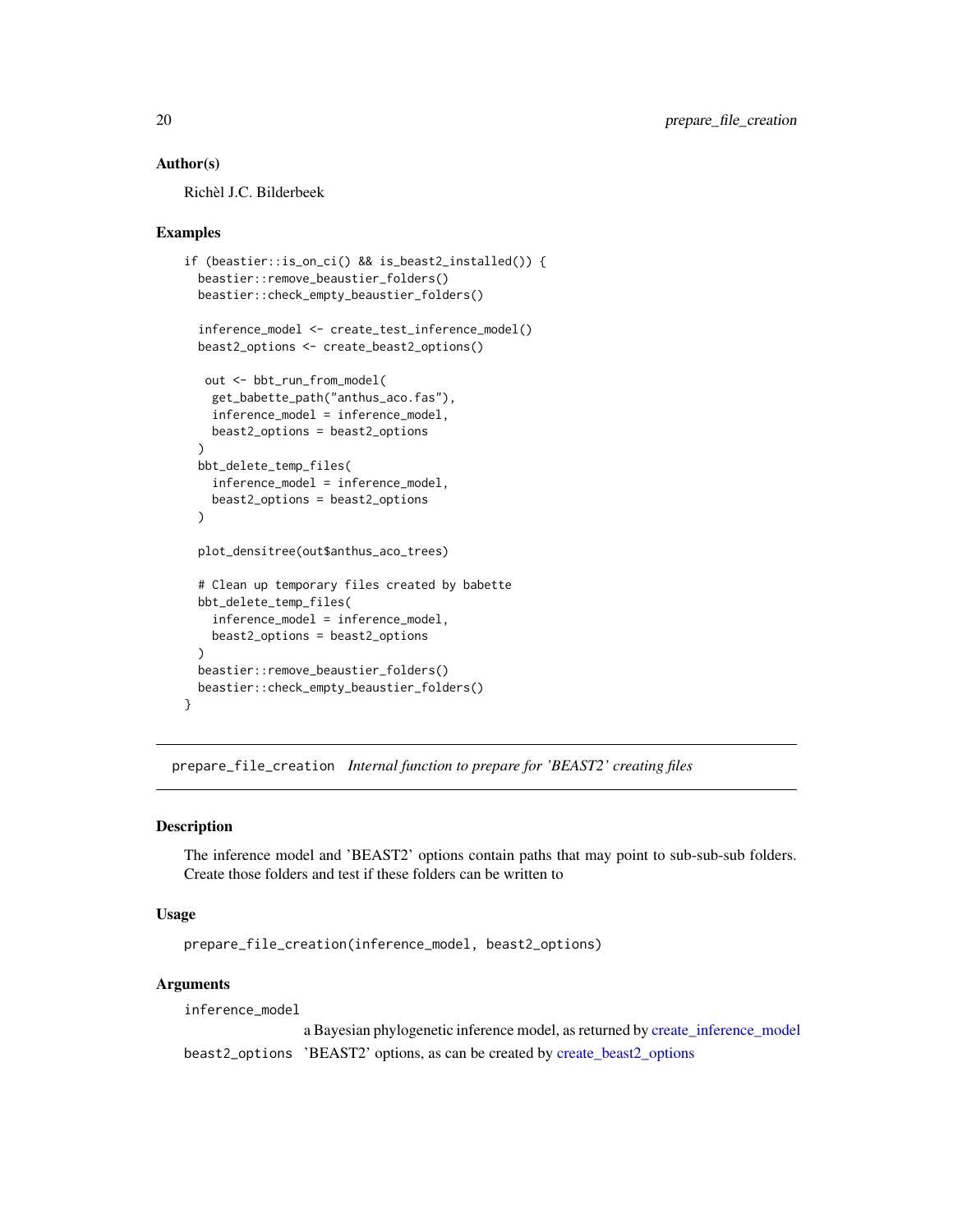### Author(s)

Richèl J.C. Bilderbeek

### Examples

```
if (beastier::is_on_ci() && is_beast2_installed()) {
  beastier::remove_beaustier_folders()
  beastier::check_empty_beaustier_folders()

  inference_model <- create_test_inference_model()
  beast2_options <- create_beast2_options()

   out <- bbt_run_from_model(
    get_babette_path("anthus_aco.fas"),
    inference_model = inference_model,
    beast2_options = beast2_options
  )
  bbt_delete_temp_files(
    inference_model = inference_model,
    beast2_options = beast2_options
  )

  plot_densitree(out$anthus_aco_trees)

  # Clean up temporary files created by babette
  bbt_delete_temp_files(
    inference_model = inference_model,
    beast2_options = beast2_options
  )
  beastier::remove_beaustier_folders()
  beastier::check_empty_beaustier_folders()
}
```

---

## prepare_file_creation *Internal function to prepare for 'BEAST2' creating files*

---

### Description

The inference model and 'BEAST2' options contain paths that may point to sub-sub-sub folders. Create those folders and test if these folders can be written to

### Usage

```
prepare_file_creation(inference_model, beast2_options)
```

### Arguments

| | |
|---|---|
| inference_model | a Bayesian phylogenetic inference model, as returned by create_inference_model |
| beast2_options | 'BEAST2' options, as can be created by create_beast2_options |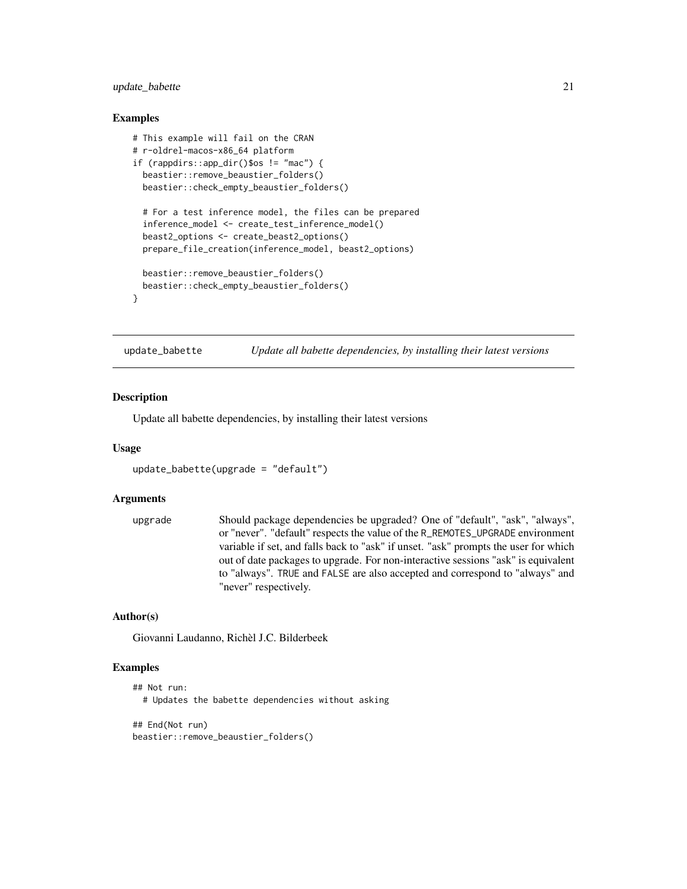### Examples

```
# This example will fail on the CRAN
# r-oldrel-macos-x86_64 platform
if (rappdirs::app_dir()$os != "mac") {
  beastier::remove_beaustier_folders()
  beastier::check_empty_beaustier_folders()

  # For a test inference model, the files can be prepared
  inference_model <- create_test_inference_model()
  beast2_options <- create_beast2_options()
  prepare_file_creation(inference_model, beast2_options)

  beastier::remove_beaustier_folders()
  beastier::check_empty_beaustier_folders()
}
```

---

## update_babette — *Update all babette dependencies, by installing their latest versions*

### Description

Update all babette dependencies, by installing their latest versions

### Usage

```
update_babette(upgrade = "default")
```

### Arguments

| | |
|---|---|
| `upgrade` | Should package dependencies be upgraded? One of "default", "ask", "always", or "never". "default" respects the value of the `R_REMOTES_UPGRADE` environment variable if set, and falls back to "ask" if unset. "ask" prompts the user for which out of date packages to upgrade. For non-interactive sessions "ask" is equivalent to "always". `TRUE` and `FALSE` are also accepted and correspond to "always" and "never" respectively. |

### Author(s)

Giovanni Laudanno, Richèl J.C. Bilderbeek

### Examples

```
## Not run:
  # Updates the babette dependencies without asking

## End(Not run)
beastier::remove_beaustier_folders()
```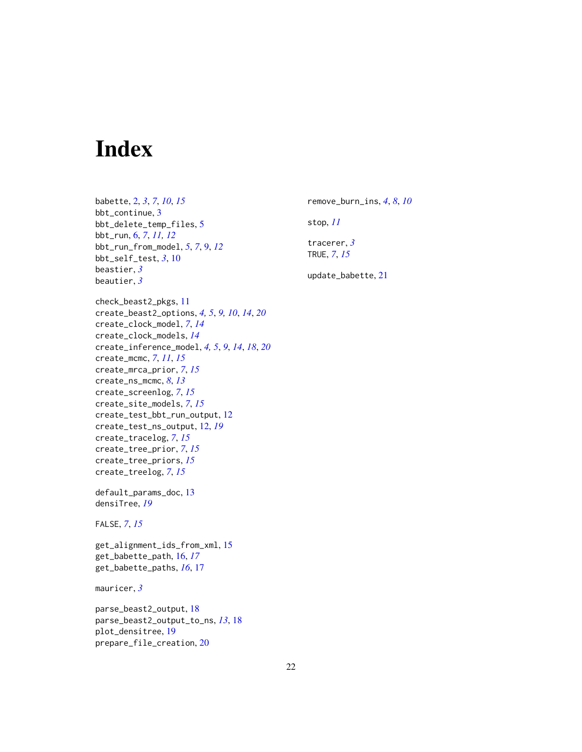# Index

babette, 2, *3*, *7*, *10*, *15*
bbt_continue, 3
bbt_delete_temp_files, 5
bbt_run, 6, *7*, *11, 12*
bbt_run_from_model, *5*, *7*, 9, *12*
bbt_self_test, *3*, 10
beastier, *3*
beautier, *3*

check_beast2_pkgs, 11
create_beast2_options, *4, 5*, *9, 10*, *14*, *20*
create_clock_model, *7*, *14*
create_clock_models, *14*
create_inference_model, *4, 5*, *9*, *14*, *18*, *20*
create_mcmc, *7*, *11*, *15*
create_mrca_prior, *7*, *15*
create_ns_mcmc, *8*, *13*
create_screenlog, *7*, *15*
create_site_models, *7*, *15*
create_test_bbt_run_output, 12
create_test_ns_output, 12, *19*
create_tracelog, *7*, *15*
create_tree_prior, *7*, *15*
create_tree_priors, *15*
create_treelog, *7*, *15*

default_params_doc, 13
densiTree, *19*

FALSE, *7*, *15*

get_alignment_ids_from_xml, 15
get_babette_path, 16, *17*
get_babette_paths, *16*, 17

mauricer, *3*

parse_beast2_output, 18
parse_beast2_output_to_ns, *13*, 18
plot_densitree, 19
prepare_file_creation, 20

remove_burn_ins, *4*, *8*, *10*

stop, *11*

tracerer, *3*
TRUE, *7*, *15*

update_babette, 21